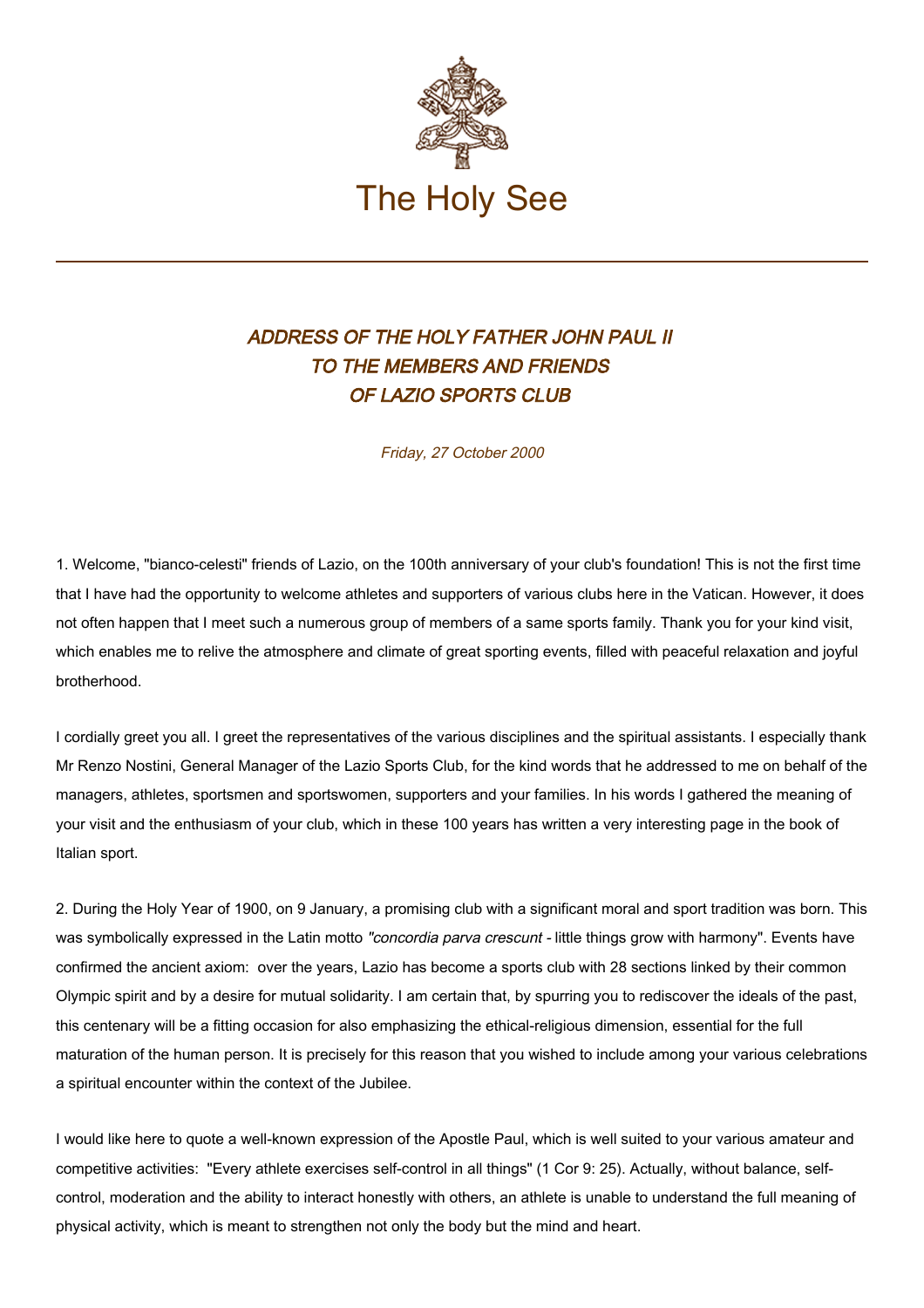The Holy See

# *ADDRESS OF THE HOLY FATHER JOHN PAUL II TO THE MEMBERS AND FRIENDS OF LAZIO SPORTS CLUB*

*Friday, 27 October 2000*

1. Welcome, "bianco-celesti" friends of Lazio, on the 100th anniversary of your club's foundation! This is not the first time that I have had the opportunity to welcome athletes and supporters of various clubs here in the Vatican. However, it does not often happen that I meet such a numerous group of members of a same sports family. Thank you for your kind visit, which enables me to relive the atmosphere and climate of great sporting events, filled with peaceful relaxation and joyful brotherhood.

I cordially greet you all. I greet the representatives of the various disciplines and the spiritual assistants. I especially thank Mr Renzo Nostini, General Manager of the Lazio Sports Club, for the kind words that he addressed to me on behalf of the managers, athletes, sportsmen and sportswomen, supporters and your families. In his words I gathered the meaning of your visit and the enthusiasm of your club, which in these 100 years has written a very interesting page in the book of Italian sport.

2. During the Holy Year of 1900, on 9 January, a promising club with a significant moral and sport tradition was born. This was symbolically expressed in the Latin motto *"concordia parva crescunt* - little things grow with harmony". Events have confirmed the ancient axiom: over the years, Lazio has become a sports club with 28 sections linked by their common Olympic spirit and by a desire for mutual solidarity. I am certain that, by spurring you to rediscover the ideals of the past, this centenary will be a fitting occasion for also emphasizing the ethical-religious dimension, essential for the full maturation of the human person. It is precisely for this reason that you wished to include among your various celebrations a spiritual encounter within the context of the Jubilee.

I would like here to quote a well-known expression of the Apostle Paul, which is well suited to your various amateur and competitive activities: "Every athlete exercises self-control in all things" (1 Cor 9: 25). Actually, without balance, self-control, moderation and the ability to interact honestly with others, an athlete is unable to understand the full meaning of physical activity, which is meant to strengthen not only the body but the mind and heart.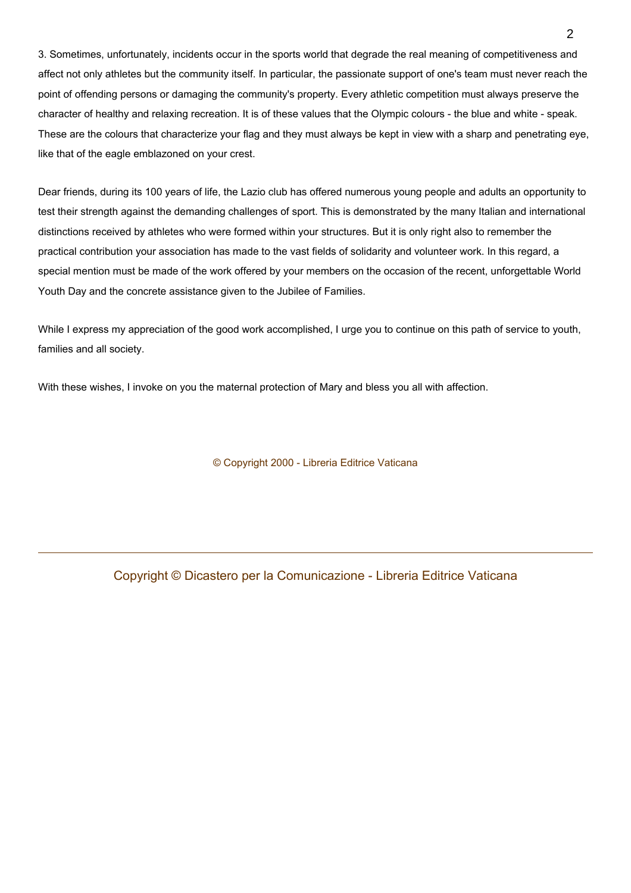3. Sometimes, unfortunately, incidents occur in the sports world that degrade the real meaning of competitiveness and affect not only athletes but the community itself. In particular, the passionate support of one's team must never reach the point of offending persons or damaging the community's property. Every athletic competition must always preserve the character of healthy and relaxing recreation. It is of these values that the Olympic colours - the blue and white - speak. These are the colours that characterize your flag and they must always be kept in view with a sharp and penetrating eye, like that of the eagle emblazoned on your crest.

Dear friends, during its 100 years of life, the Lazio club has offered numerous young people and adults an opportunity to test their strength against the demanding challenges of sport. This is demonstrated by the many Italian and international distinctions received by athletes who were formed within your structures. But it is only right also to remember the practical contribution your association has made to the vast fields of solidarity and volunteer work. In this regard, a special mention must be made of the work offered by your members on the occasion of the recent, unforgettable World Youth Day and the concrete assistance given to the Jubilee of Families.

While I express my appreciation of the good work accomplished, I urge you to continue on this path of service to youth, families and all society.

With these wishes, I invoke on you the maternal protection of Mary and bless you all with affection.

© Copyright 2000 - Libreria Editrice Vaticana

Copyright © Dicastero per la Comunicazione - Libreria Editrice Vaticana